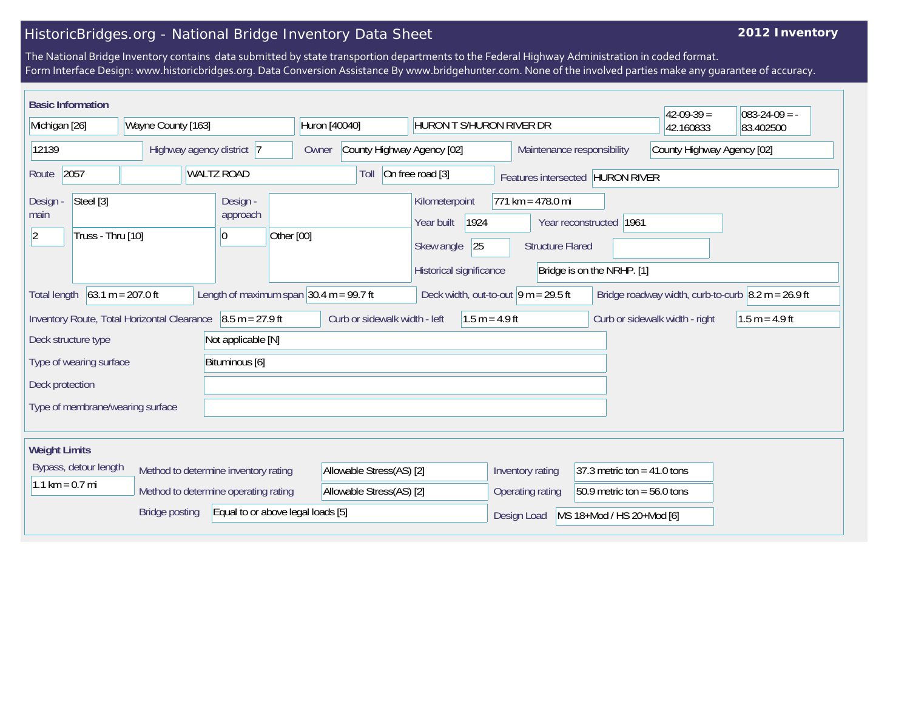# HistoricBridges.org - National Bridge Inventory Data Sheet

**2012 Inventory**

The National Bridge Inventory contains data submitted by state transportion departments to the Federal Highway Administration in coded format.
Form Interface Design: www.historicbridges.org. Data Conversion Assistance By www.bridgehunter.com. None of the involved parties make any guarantee of accuracy.

## Basic Information

| | |
|---|---|
| State | Michigan [26] |
| County | Wayne County [163] |
| Place | Huron [40040] |
| Location | HURON T S/HURON RIVER DR |
| Latitude | 42-09-39 = 42.160833 |
| Longitude | 083-24-09 = -83.402500 |
| Structure number | 12139 |
| Highway agency district | 7 |
| Owner | County Highway Agency [02] |
| Maintenance responsibility | County Highway Agency [02] |
| Route | 2057 |
| Facility carried | WALTZ ROAD |
| Toll | On free road [3] |
| Features intersected | HURON RIVER |
| Design - main | Steel [3]; 2 Truss - Thru [10] |
| Design - approach | 0 Other [00] |
| Kilometerpoint | 771 km = 478.0 mi |
| Year built | 1924 |
| Year reconstructed | 1961 |
| Skew angle | 25 |
| Structure Flared | |
| Historical significance | Bridge is on the NRHP. [1] |
| Total length | 63.1 m = 207.0 ft |
| Length of maximum span | 30.4 m = 99.7 ft |
| Deck width, out-to-out | 9 m = 29.5 ft |
| Bridge roadway width, curb-to-curb | 8.2 m = 26.9 ft |
| Inventory Route, Total Horizontal Clearance | 8.5 m = 27.9 ft |
| Curb or sidewalk width - left | 1.5 m = 4.9 ft |
| Curb or sidewalk width - right | 1.5 m = 4.9 ft |
| Deck structure type | Not applicable [N] |
| Type of wearing surface | Bituminous [6] |
| Deck protection | |
| Type of membrane/wearing surface | |

## Weight Limits

| | |
|---|---|
| Bypass, detour length | 1.1 km = 0.7 mi |
| Method to determine inventory rating | Allowable Stress(AS) [2] |
| Method to determine operating rating | Allowable Stress(AS) [2] |
| Bridge posting | Equal to or above legal loads [5] |
| Inventory rating | 37.3 metric ton = 41.0 tons |
| Operating rating | 50.9 metric ton = 56.0 tons |
| Design Load | MS 18+Mod / HS 20+Mod [6] |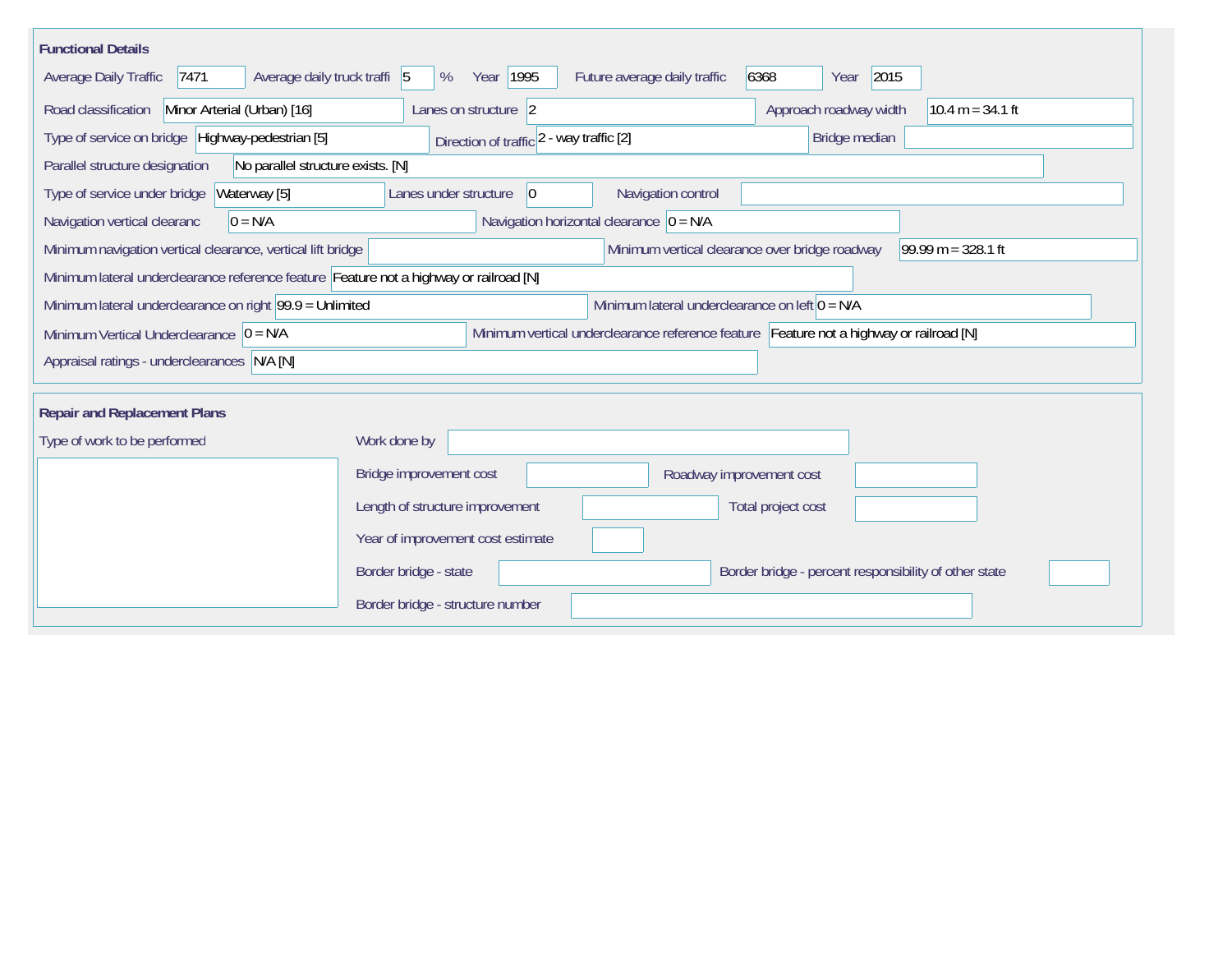## Functional Details

| Field | Value |
| --- | --- |
| Average Daily Traffic | 7471 |
| Average daily truck traffi | 5 % |
| Year | 1995 |
| Future average daily traffic | 6368 |
| Year | 2015 |
| Road classification | Minor Arterial (Urban) [16] |
| Lanes on structure | 2 |
| Approach roadway width | 10.4 m = 34.1 ft |
| Type of service on bridge | Highway-pedestrian [5] |
| Direction of traffic | 2 - way traffic [2] |
| Bridge median | |
| Parallel structure designation | No parallel structure exists. [N] |
| Type of service under bridge | Waterway [5] |
| Lanes under structure | 0 |
| Navigation control | |
| Navigation vertical clearanc | 0 = N/A |
| Navigation horizontal clearance | 0 = N/A |
| Minimum navigation vertical clearance, vertical lift bridge | |
| Minimum vertical clearance over bridge roadway | 99.99 m = 328.1 ft |
| Minimum lateral underclearance reference feature | Feature not a highway or railroad [N] |
| Minimum lateral underclearance on right | 99.9 = Unlimited |
| Minimum lateral underclearance on left | 0 = N/A |
| Minimum Vertical Underclearance | 0 = N/A |
| Minimum vertical underclearance reference feature | Feature not a highway or railroad [N] |
| Appraisal ratings - underclearances | N/A [N] |

## Repair and Replacement Plans

| Field | Value |
| --- | --- |
| Type of work to be performed | |
| Work done by | |
| Bridge improvement cost | |
| Roadway improvement cost | |
| Length of structure improvement | |
| Total project cost | |
| Year of improvement cost estimate | |
| Border bridge - state | |
| Border bridge - percent responsibility of other state | |
| Border bridge - structure number | |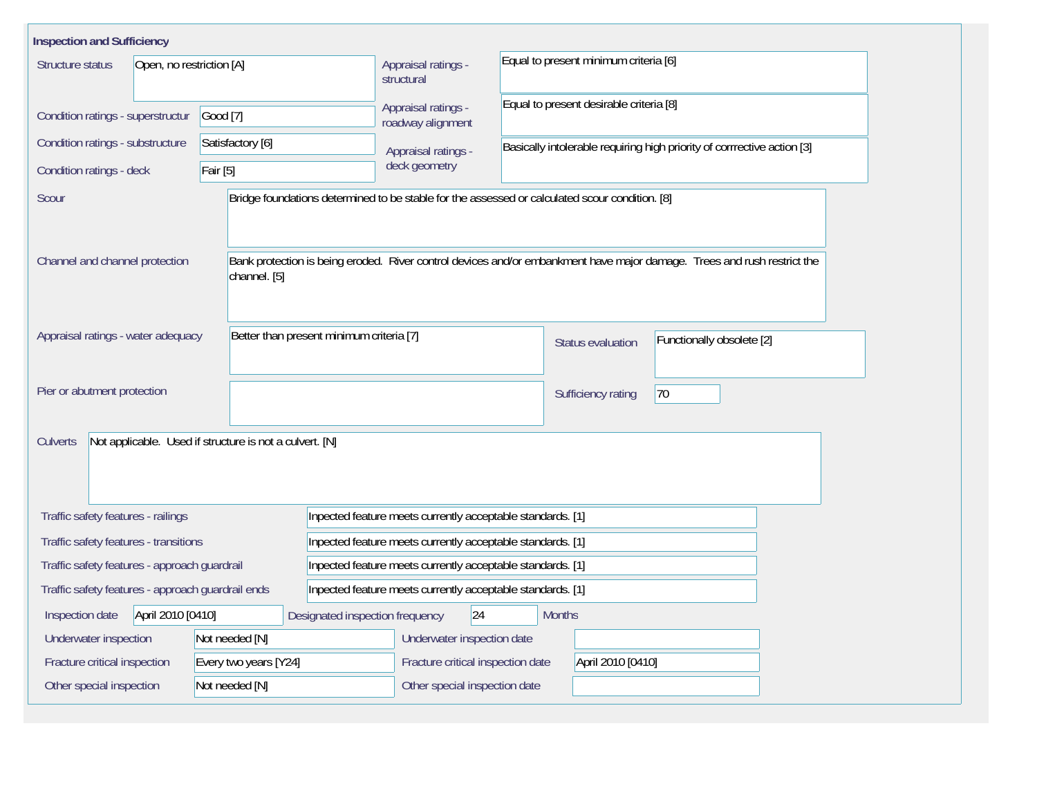## Inspection and Sufficiency

| | |
|---|---|
| Structure status | Open, no restriction [A] |
| Appraisal ratings - structural | Equal to present minimum criteria [6] |
| Condition ratings - superstructur | Good [7] |
| Appraisal ratings - roadway alignment | Equal to present desirable criteria [8] |
| Condition ratings - substructure | Satisfactory [6] |
| Appraisal ratings - deck geometry | Basically intolerable requiring high priority of corrrective action [3] |
| Condition ratings - deck | Fair [5] |
| Scour | Bridge foundations determined to be stable for the assessed or calculated scour condition. [8] |
| Channel and channel protection | Bank protection is being eroded. River control devices and/or embankment have major damage. Trees and rush restrict the channel. [5] |
| Appraisal ratings - water adequacy | Better than present minimum criteria [7] |
| Status evaluation | Functionally obsolete [2] |
| Pier or abutment protection | |
| Sufficiency rating | 70 |
| Culverts | Not applicable. Used if structure is not a culvert. [N] |
| Traffic safety features - railings | Inpected feature meets currently acceptable standards. [1] |
| Traffic safety features - transitions | Inpected feature meets currently acceptable standards. [1] |
| Traffic safety features - approach guardrail | Inpected feature meets currently acceptable standards. [1] |
| Traffic safety features - approach guardrail ends | Inpected feature meets currently acceptable standards. [1] |
| Inspection date | April 2010 [0410] |
| Designated inspection frequency | 24 Months |
| Underwater inspection | Not needed [N] |
| Underwater inspection date | |
| Fracture critical inspection | Every two years [Y24] |
| Fracture critical inspection date | April 2010 [0410] |
| Other special inspection | Not needed [N] |
| Other special inspection date | |